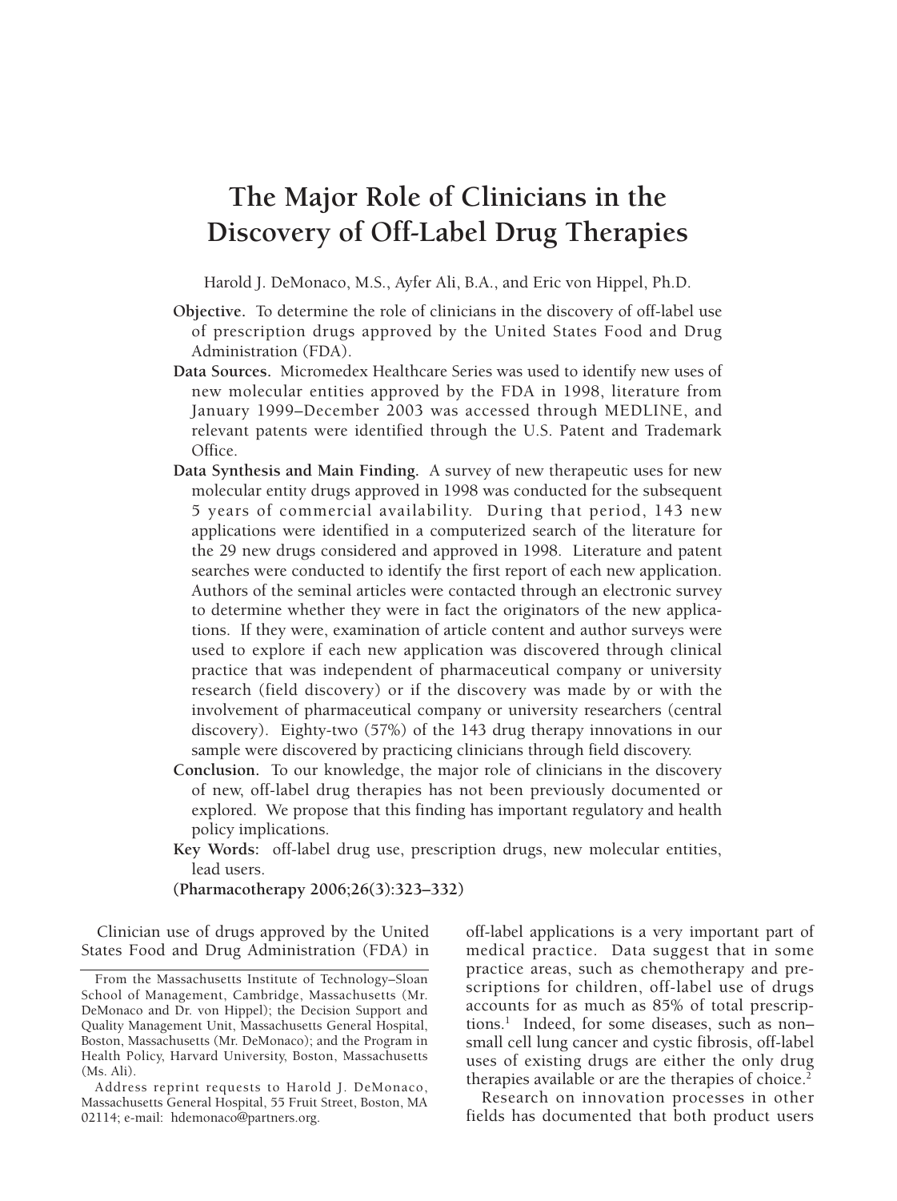# The Major Role of Clinicians in the Discovery of Off-Label Drug Therapies

Harold J. DeMonaco, M.S., Ayfer Ali, B.A., and Eric von Hippel, Ph.D.

**Objective.** To determine the role of clinicians in the discovery of off-label use of prescription drugs approved by the United States Food and Drug Administration (FDA).

**Data Sources.** Micromedex Healthcare Series was used to identify new uses of new molecular entities approved by the FDA in 1998, literature from January 1999–December 2003 was accessed through MEDLINE, and relevant patents were identified through the U.S. Patent and Trademark Office.

**Data Synthesis and Main Finding.** A survey of new therapeutic uses for new molecular entity drugs approved in 1998 was conducted for the subsequent 5 years of commercial availability. During that period, 143 new applications were identified in a computerized search of the literature for the 29 new drugs considered and approved in 1998. Literature and patent searches were conducted to identify the first report of each new application. Authors of the seminal articles were contacted through an electronic survey to determine whether they were in fact the originators of the new applications. If they were, examination of article content and author surveys were used to explore if each new application was discovered through clinical practice that was independent of pharmaceutical company or university research (field discovery) or if the discovery was made by or with the involvement of pharmaceutical company or university researchers (central discovery). Eighty-two (57%) of the 143 drug therapy innovations in our sample were discovered by practicing clinicians through field discovery.

**Conclusion.** To our knowledge, the major role of clinicians in the discovery of new, off-label drug therapies has not been previously documented or explored. We propose that this finding has important regulatory and health policy implications.

**Key Words:** off-label drug use, prescription drugs, new molecular entities, lead users.

**(Pharmacotherapy 2006;26(3):323–332)**

Clinician use of drugs approved by the United States Food and Drug Administration (FDA) in off-label applications is a very important part of medical practice. Data suggest that in some practice areas, such as chemotherapy and prescriptions for children, off-label use of drugs accounts for as much as 85% of total prescriptions.[1] Indeed, for some diseases, such as non–small cell lung cancer and cystic fibrosis, off-label uses of existing drugs are either the only drug therapies available or are the therapies of choice.[2]

Research on innovation processes in other fields has documented that both product users

From the Massachusetts Institute of Technology–Sloan School of Management, Cambridge, Massachusetts (Mr. DeMonaco and Dr. von Hippel); the Decision Support and Quality Management Unit, Massachusetts General Hospital, Boston, Massachusetts (Mr. DeMonaco); and the Program in Health Policy, Harvard University, Boston, Massachusetts (Ms. Ali).

Address reprint requests to Harold J. DeMonaco, Massachusetts General Hospital, 55 Fruit Street, Boston, MA 02114; e-mail: hdemonaco@partners.org.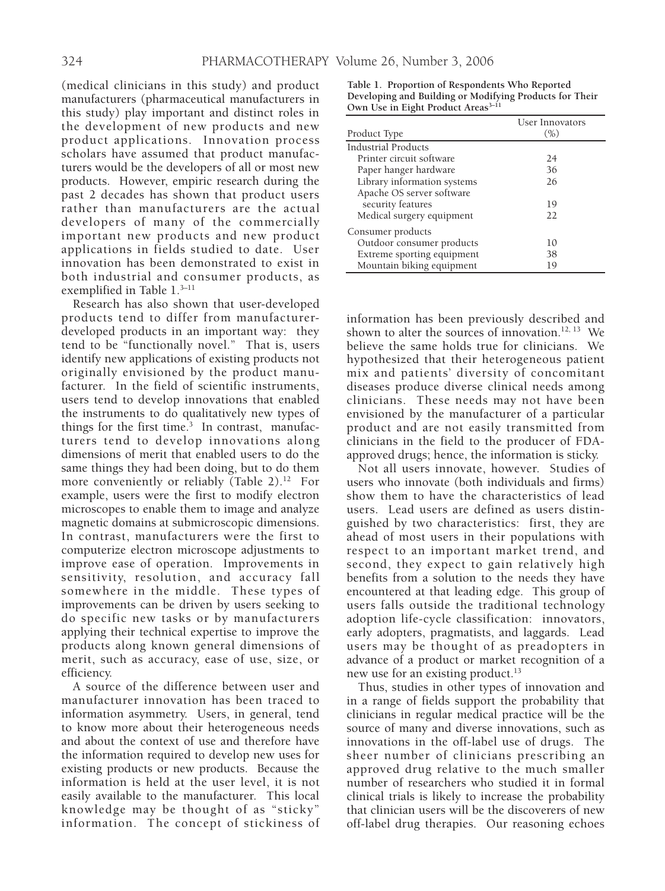(medical clinicians in this study) and product manufacturers (pharmaceutical manufacturers in this study) play important and distinct roles in the development of new products and new product applications. Innovation process scholars have assumed that product manufacturers would be the developers of all or most new products. However, empiric research during the past 2 decades has shown that product users rather than manufacturers are the actual developers of many of the commercially important new products and new product applications in fields studied to date. User innovation has been demonstrated to exist in both industrial and consumer products, as exemplified in Table 1.[3–11]

**Table 1. Proportion of Respondents Who Reported Developing and Building or Modifying Products for Their Own Use in Eight Product Areas[3–11]**

| Product Type | User Innovators (%) |
|---|---|
| Industrial Products | |
| Printer circuit software | 24 |
| Paper hanger hardware | 36 |
| Library information systems | 26 |
| Apache OS server software security features | 19 |
| Medical surgery equipment | 22 |
| Consumer products | |
| Outdoor consumer products | 10 |
| Extreme sporting equipment | 38 |
| Mountain biking equipment | 19 |

Research has also shown that user-developed products tend to differ from manufacturer-developed products in an important way: they tend to be "functionally novel." That is, users identify new applications of existing products not originally envisioned by the product manufacturer. In the field of scientific instruments, users tend to develop innovations that enabled the instruments to do qualitatively new types of things for the first time.[3] In contrast, manufacturers tend to develop innovations along dimensions of merit that enabled users to do the same things they had been doing, but to do them more conveniently or reliably (Table 2).[12] For example, users were the first to modify electron microscopes to enable them to image and analyze magnetic domains at submicroscopic dimensions. In contrast, manufacturers were the first to computerize electron microscope adjustments to improve ease of operation. Improvements in sensitivity, resolution, and accuracy fall somewhere in the middle. These types of improvements can be driven by users seeking to do specific new tasks or by manufacturers applying their technical expertise to improve the products along known general dimensions of merit, such as accuracy, ease of use, size, or efficiency.

A source of the difference between user and manufacturer innovation has been traced to information asymmetry. Users, in general, tend to know more about their heterogeneous needs and about the context of use and therefore have the information required to develop new uses for existing products or new products. Because the information is held at the user level, it is not easily available to the manufacturer. This local knowledge may be thought of as "sticky" information. The concept of stickiness of information has been previously described and shown to alter the sources of innovation.[12, 13] We believe the same holds true for clinicians. We hypothesized that their heterogeneous patient mix and patients' diversity of concomitant diseases produce diverse clinical needs among clinicians. These needs may not have been envisioned by the manufacturer of a particular product and are not easily transmitted from clinicians in the field to the producer of FDA-approved drugs; hence, the information is sticky.

Not all users innovate, however. Studies of users who innovate (both individuals and firms) show them to have the characteristics of lead users. Lead users are defined as users distinguished by two characteristics: first, they are ahead of most users in their populations with respect to an important market trend, and second, they expect to gain relatively high benefits from a solution to the needs they have encountered at that leading edge. This group of users falls outside the traditional technology adoption life-cycle classification: innovators, early adopters, pragmatists, and laggards. Lead users may be thought of as preadopters in advance of a product or market recognition of a new use for an existing product.[13]

Thus, studies in other types of innovation and in a range of fields support the probability that clinicians in regular medical practice will be the source of many and diverse innovations, such as innovations in the off-label use of drugs. The sheer number of clinicians prescribing an approved drug relative to the much smaller number of researchers who studied it in formal clinical trials is likely to increase the probability that clinician users will be the discoverers of new off-label drug therapies. Our reasoning echoes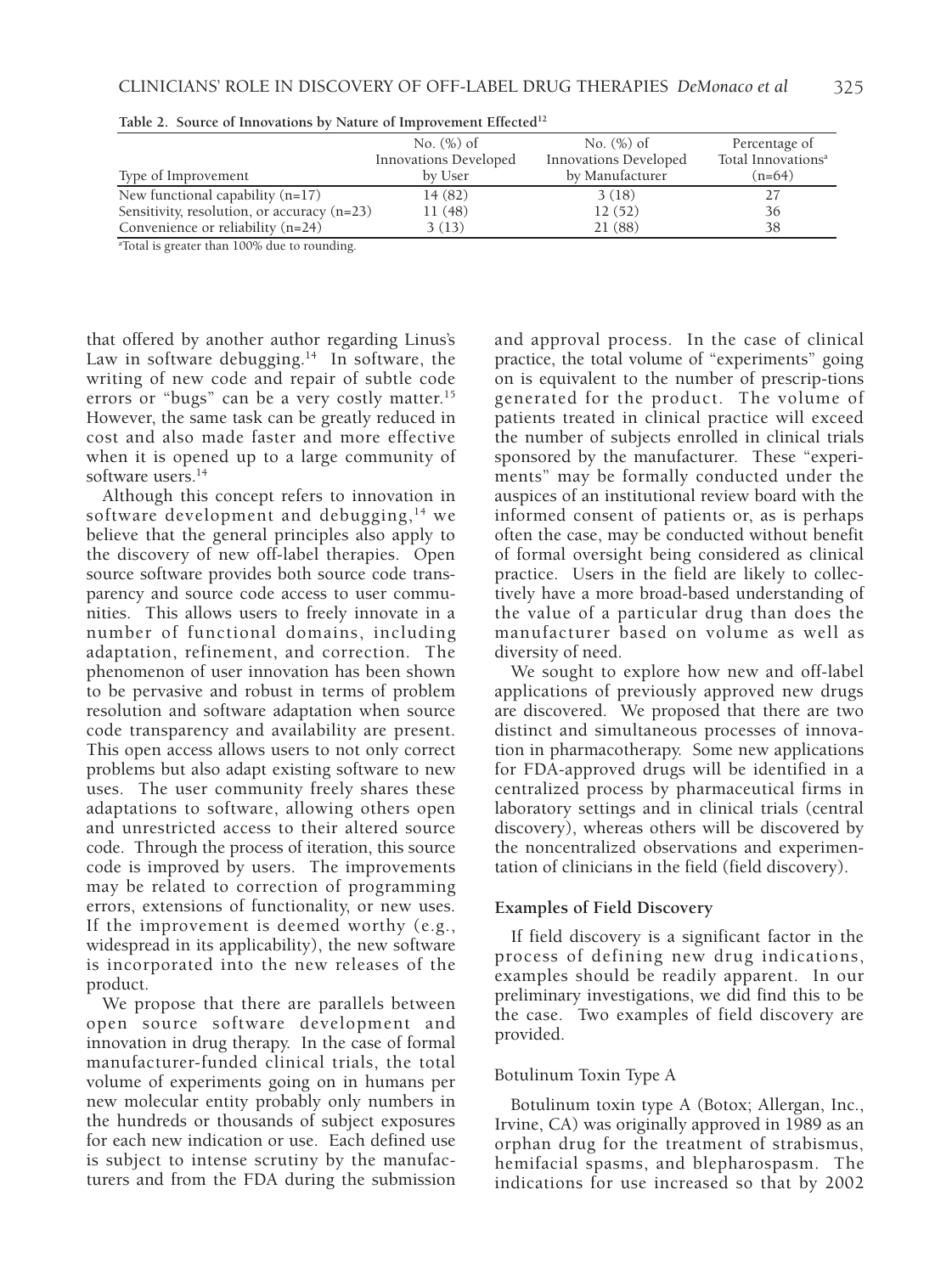**Table 2. Source of Innovations by Nature of Improvement Effected[12]**

| Type of Improvement | No. (%) of Innovations Developed by User | No. (%) of Innovations Developed by Manufacturer | Percentage of Total Innovations[a] (n=64) |
|---|---|---|---|
| New functional capability (n=17) | 14 (82) | 3 (18) | 27 |
| Sensitivity, resolution, or accuracy (n=23) | 11 (48) | 12 (52) | 36 |
| Convenience or reliability (n=24) | 3 (13) | 21 (88) | 38 |

[a]Total is greater than 100% due to rounding.

that offered by another author regarding Linus's Law in software debugging.[14] In software, the writing of new code and repair of subtle code errors or "bugs" can be a very costly matter.[15] However, the same task can be greatly reduced in cost and also made faster and more effective when it is opened up to a large community of software users.[14]

Although this concept refers to innovation in software development and debugging,[14] we believe that the general principles also apply to the discovery of new off-label therapies. Open source software provides both source code transparency and source code access to user communities. This allows users to freely innovate in a number of functional domains, including adaptation, refinement, and correction. The phenomenon of user innovation has been shown to be pervasive and robust in terms of problem resolution and software adaptation when source code transparency and availability are present. This open access allows users to not only correct problems but also adapt existing software to new uses. The user community freely shares these adaptations to software, allowing others open and unrestricted access to their altered source code. Through the process of iteration, this source code is improved by users. The improvements may be related to correction of programming errors, extensions of functionality, or new uses. If the improvement is deemed worthy (e.g., widespread in its applicability), the new software is incorporated into the new releases of the product.

We propose that there are parallels between open source software development and innovation in drug therapy. In the case of formal manufacturer-funded clinical trials, the total volume of experiments going on in humans per new molecular entity probably only numbers in the hundreds or thousands of subject exposures for each new indication or use. Each defined use is subject to intense scrutiny by the manufacturers and from the FDA during the submission and approval process. In the case of clinical practice, the total volume of "experiments" going on is equivalent to the number of prescrip-tions generated for the product. The volume of patients treated in clinical practice will exceed the number of subjects enrolled in clinical trials sponsored by the manufacturer. These "experiments" may be formally conducted under the auspices of an institutional review board with the informed consent of patients or, as is perhaps often the case, may be conducted without benefit of formal oversight being considered as clinical practice. Users in the field are likely to collectively have a more broad-based understanding of the value of a particular drug than does the manufacturer based on volume as well as diversity of need.

We sought to explore how new and off-label applications of previously approved new drugs are discovered. We proposed that there are two distinct and simultaneous processes of innovation in pharmacotherapy. Some new applications for FDA-approved drugs will be identified in a centralized process by pharmaceutical firms in laboratory settings and in clinical trials (central discovery), whereas others will be discovered by the noncentralized observations and experimentation of clinicians in the field (field discovery).

### Examples of Field Discovery

If field discovery is a significant factor in the process of defining new drug indications, examples should be readily apparent. In our preliminary investigations, we did find this to be the case. Two examples of field discovery are provided.

#### Botulinum Toxin Type A

Botulinum toxin type A (Botox; Allergan, Inc., Irvine, CA) was originally approved in 1989 as an orphan drug for the treatment of strabismus, hemifacial spasms, and blepharospasm. The indications for use increased so that by 2002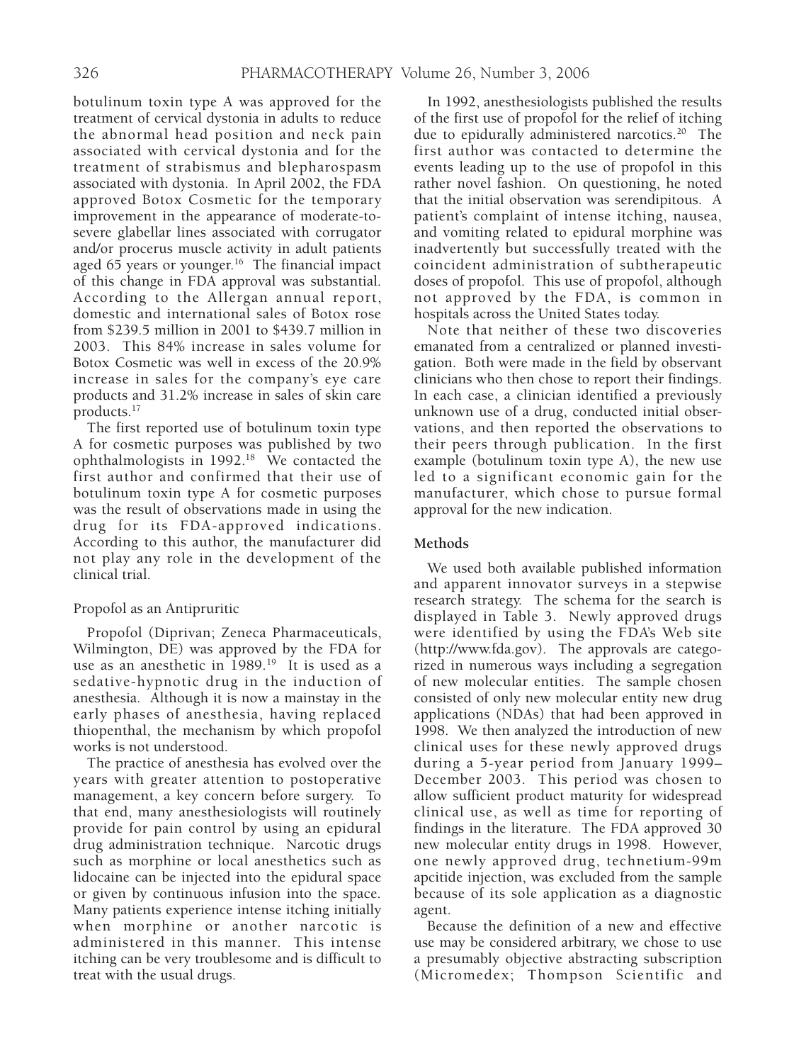botulinum toxin type A was approved for the treatment of cervical dystonia in adults to reduce the abnormal head position and neck pain associated with cervical dystonia and for the treatment of strabismus and blepharospasm associated with dystonia. In April 2002, the FDA approved Botox Cosmetic for the temporary improvement in the appearance of moderate-to-severe glabellar lines associated with corrugator and/or procerus muscle activity in adult patients aged 65 years or younger.[16] The financial impact of this change in FDA approval was substantial. According to the Allergan annual report, domestic and international sales of Botox rose from $239.5 million in 2001 to $439.7 million in 2003. This 84% increase in sales volume for Botox Cosmetic was well in excess of the 20.9% increase in sales for the company's eye care products and 31.2% increase in sales of skin care products.[17]

The first reported use of botulinum toxin type A for cosmetic purposes was published by two ophthalmologists in 1992.[18] We contacted the first author and confirmed that their use of botulinum toxin type A for cosmetic purposes was the result of observations made in using the drug for its FDA-approved indications. According to this author, the manufacturer did not play any role in the development of the clinical trial.

### Propofol as an Antipruritic

Propofol (Diprivan; Zeneca Pharmaceuticals, Wilmington, DE) was approved by the FDA for use as an anesthetic in 1989.[19] It is used as a sedative-hypnotic drug in the induction of anesthesia. Although it is now a mainstay in the early phases of anesthesia, having replaced thiopenthal, the mechanism by which propofol works is not understood.

The practice of anesthesia has evolved over the years with greater attention to postoperative management, a key concern before surgery. To that end, many anesthesiologists will routinely provide for pain control by using an epidural drug administration technique. Narcotic drugs such as morphine or local anesthetics such as lidocaine can be injected into the epidural space or given by continuous infusion into the space. Many patients experience intense itching initially when morphine or another narcotic is administered in this manner. This intense itching can be very troublesome and is difficult to treat with the usual drugs.

In 1992, anesthesiologists published the results of the first use of propofol for the relief of itching due to epidurally administered narcotics.[20] The first author was contacted to determine the events leading up to the use of propofol in this rather novel fashion. On questioning, he noted that the initial observation was serendipitous. A patient's complaint of intense itching, nausea, and vomiting related to epidural morphine was inadvertently but successfully treated with the coincident administration of subtherapeutic doses of propofol. This use of propofol, although not approved by the FDA, is common in hospitals across the United States today.

Note that neither of these two discoveries emanated from a centralized or planned investigation. Both were made in the field by observant clinicians who then chose to report their findings. In each case, a clinician identified a previously unknown use of a drug, conducted initial observations, and then reported the observations to their peers through publication. In the first example (botulinum toxin type A), the new use led to a significant economic gain for the manufacturer, which chose to pursue formal approval for the new indication.

## Methods

We used both available published information and apparent innovator surveys in a stepwise research strategy. The schema for the search is displayed in Table 3. Newly approved drugs were identified by using the FDA's Web site (http://www.fda.gov). The approvals are categorized in numerous ways including a segregation of new molecular entities. The sample chosen consisted of only new molecular entity new drug applications (NDAs) that had been approved in 1998. We then analyzed the introduction of new clinical uses for these newly approved drugs during a 5-year period from January 1999–December 2003. This period was chosen to allow sufficient product maturity for widespread clinical use, as well as time for reporting of findings in the literature. The FDA approved 30 new molecular entity drugs in 1998. However, one newly approved drug, technetium-99m apcitide injection, was excluded from the sample because of its sole application as a diagnostic agent.

Because the definition of a new and effective use may be considered arbitrary, we chose to use a presumably objective abstracting subscription (Micromedex; Thompson Scientific and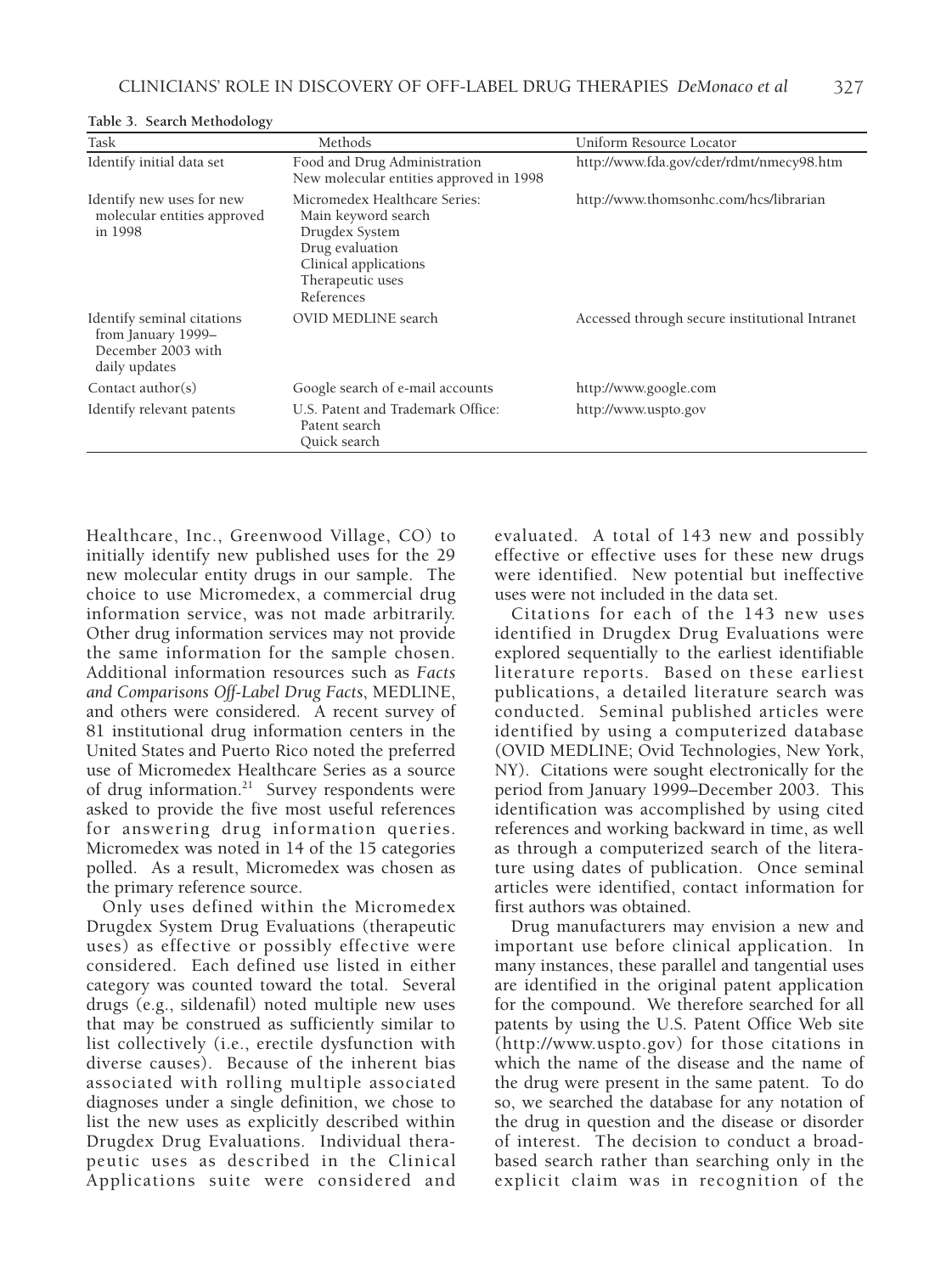**Table 3. Search Methodology**

| Task | Methods | Uniform Resource Locator |
| --- | --- | --- |
| Identify initial data set | Food and Drug Administration New molecular entities approved in 1998 | http://www.fda.gov/cder/rdmt/nmecy98.htm |
| Identify new uses for new molecular entities approved in 1998 | Micromedex Healthcare Series: Main keyword search Drugdex System Drug evaluation Clinical applications Therapeutic uses References | http://www.thomsonhc.com/hcs/librarian |
| Identify seminal citations from January 1999–December 2003 with daily updates | OVID MEDLINE search | Accessed through secure institutional Intranet |
| Contact author(s) | Google search of e-mail accounts | http://www.google.com |
| Identify relevant patents | U.S. Patent and Trademark Office: Patent search Quick search | http://www.uspto.gov |

Healthcare, Inc., Greenwood Village, CO) to initially identify new published uses for the 29 new molecular entity drugs in our sample. The choice to use Micromedex, a commercial drug information service, was not made arbitrarily. Other drug information services may not provide the same information for the sample chosen. Additional information resources such as *Facts and Comparisons Off-Label Drug Facts*, MEDLINE, and others were considered. A recent survey of 81 institutional drug information centers in the United States and Puerto Rico noted the preferred use of Micromedex Healthcare Series as a source of drug information.[21] Survey respondents were asked to provide the five most useful references for answering drug information queries. Micromedex was noted in 14 of the 15 categories polled. As a result, Micromedex was chosen as the primary reference source.

Only uses defined within the Micromedex Drugdex System Drug Evaluations (therapeutic uses) as effective or possibly effective were considered. Each defined use listed in either category was counted toward the total. Several drugs (e.g., sildenafil) noted multiple new uses that may be construed as sufficiently similar to list collectively (i.e., erectile dysfunction with diverse causes). Because of the inherent bias associated with rolling multiple associated diagnoses under a single definition, we chose to list the new uses as explicitly described within Drugdex Drug Evaluations. Individual therapeutic uses as described in the Clinical Applications suite were considered and evaluated. A total of 143 new and possibly effective or effective uses for these new drugs were identified. New potential but ineffective uses were not included in the data set.

Citations for each of the 143 new uses identified in Drugdex Drug Evaluations were explored sequentially to the earliest identifiable literature reports. Based on these earliest publications, a detailed literature search was conducted. Seminal published articles were identified by using a computerized database (OVID MEDLINE; Ovid Technologies, New York, NY). Citations were sought electronically for the period from January 1999–December 2003. This identification was accomplished by using cited references and working backward in time, as well as through a computerized search of the literature using dates of publication. Once seminal articles were identified, contact information for first authors was obtained.

Drug manufacturers may envision a new and important use before clinical application. In many instances, these parallel and tangential uses are identified in the original patent application for the compound. We therefore searched for all patents by using the U.S. Patent Office Web site (http://www.uspto.gov) for those citations in which the name of the disease and the name of the drug were present in the same patent. To do so, we searched the database for any notation of the drug in question and the disease or disorder of interest. The decision to conduct a broad-based search rather than searching only in the explicit claim was in recognition of the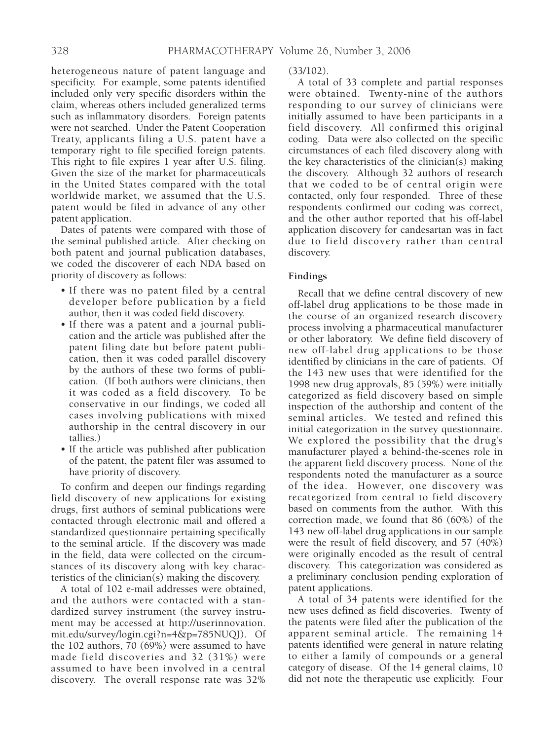heterogeneous nature of patent language and specificity. For example, some patents identified included only very specific disorders within the claim, whereas others included generalized terms such as inflammatory disorders. Foreign patents were not searched. Under the Patent Cooperation Treaty, applicants filing a U.S. patent have a temporary right to file specified foreign patents. This right to file expires 1 year after U.S. filing. Given the size of the market for pharmaceuticals in the United States compared with the total worldwide market, we assumed that the U.S. patent would be filed in advance of any other patent application.

Dates of patents were compared with those of the seminal published article. After checking on both patent and journal publication databases, we coded the discoverer of each NDA based on priority of discovery as follows:

- If there was no patent filed by a central developer before publication by a field author, then it was coded field discovery.
- If there was a patent and a journal publication and the article was published after the patent filing date but before patent publication, then it was coded parallel discovery by the authors of these two forms of publication. (If both authors were clinicians, then it was coded as a field discovery. To be conservative in our findings, we coded all cases involving publications with mixed authorship in the central discovery in our tallies.)
- If the article was published after publication of the patent, the patent filer was assumed to have priority of discovery.

To confirm and deepen our findings regarding field discovery of new applications for existing drugs, first authors of seminal publications were contacted through electronic mail and offered a standardized questionnaire pertaining specifically to the seminal article. If the discovery was made in the field, data were collected on the circumstances of its discovery along with key characteristics of the clinician(s) making the discovery.

A total of 102 e-mail addresses were obtained, and the authors were contacted with a standardized survey instrument (the survey instrument may be accessed at http://userinnovation.mit.edu/survey/login.cgi?n=4&p=785NUQJ). Of the 102 authors, 70 (69%) were assumed to have made field discoveries and 32 (31%) were assumed to have been involved in a central discovery. The overall response rate was 32% (33/102).

A total of 33 complete and partial responses were obtained. Twenty-nine of the authors responding to our survey of clinicians were initially assumed to have been participants in a field discovery. All confirmed this original coding. Data were also collected on the specific circumstances of each filed discovery along with the key characteristics of the clinician(s) making the discovery. Although 32 authors of research that we coded to be of central origin were contacted, only four responded. Three of these respondents confirmed our coding was correct, and the other author reported that his off-label application discovery for candesartan was in fact due to field discovery rather than central discovery.

### Findings

Recall that we define central discovery of new off-label drug applications to be those made in the course of an organized research discovery process involving a pharmaceutical manufacturer or other laboratory. We define field discovery of new off-label drug applications to be those identified by clinicians in the care of patients. Of the 143 new uses that were identified for the 1998 new drug approvals, 85 (59%) were initially categorized as field discovery based on simple inspection of the authorship and content of the seminal articles. We tested and refined this initial categorization in the survey questionnaire. We explored the possibility that the drug's manufacturer played a behind-the-scenes role in the apparent field discovery process. None of the respondents noted the manufacturer as a source of the idea. However, one discovery was recategorized from central to field discovery based on comments from the author. With this correction made, we found that 86 (60%) of the 143 new off-label drug applications in our sample were the result of field discovery, and 57 (40%) were originally encoded as the result of central discovery. This categorization was considered as a preliminary conclusion pending exploration of patent applications.

A total of 34 patents were identified for the new uses defined as field discoveries. Twenty of the patents were filed after the publication of the apparent seminal article. The remaining 14 patents identified were general in nature relating to either a family of compounds or a general category of disease. Of the 14 general claims, 10 did not note the therapeutic use explicitly. Four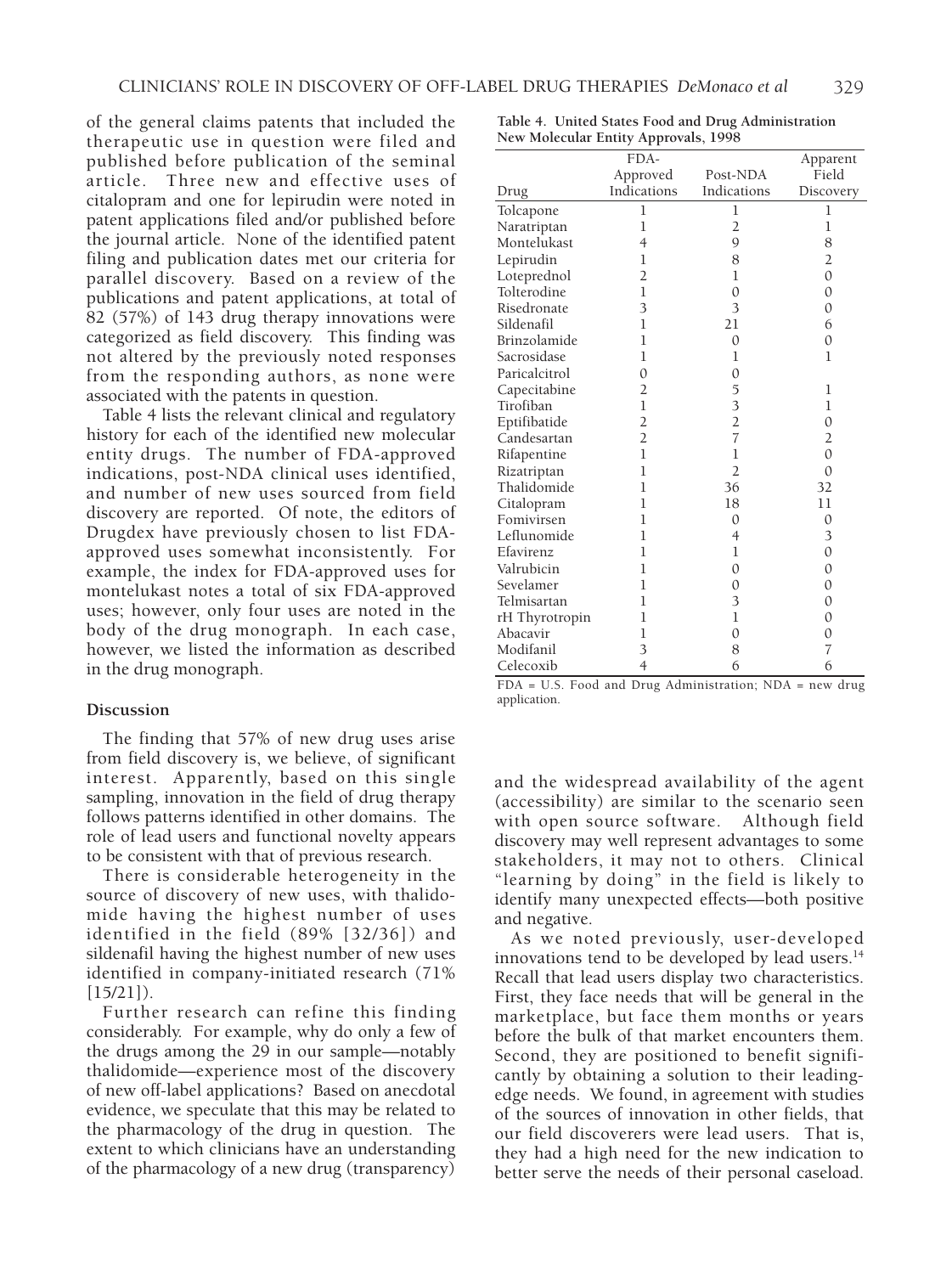of the general claims patents that included the therapeutic use in question were filed and published before publication of the seminal article. Three new and effective uses of citalopram and one for lepirudin were noted in patent applications filed and/or published before the journal article. None of the identified patent filing and publication dates met our criteria for parallel discovery. Based on a review of the publications and patent applications, at total of 82 (57%) of 143 drug therapy innovations were categorized as field discovery. This finding was not altered by the previously noted responses from the responding authors, as none were associated with the patents in question.

Table 4 lists the relevant clinical and regulatory history for each of the identified new molecular entity drugs. The number of FDA-approved indications, post-NDA clinical uses identified, and number of new uses sourced from field discovery are reported. Of note, the editors of Drugdex have previously chosen to list FDA-approved uses somewhat inconsistently. For example, the index for FDA-approved uses for montelukast notes a total of six FDA-approved uses; however, only four uses are noted in the body of the drug monograph. In each case, however, we listed the information as described in the drug monograph.

**Table 4. United States Food and Drug Administration New Molecular Entity Approvals, 1998**

| Drug | FDA-Approved Indications | Post-NDA Indications | Apparent Field Discovery |
|---|---|---|---|
| Tolcapone | 1 | 1 | 1 |
| Naratriptan | 1 | 2 | 1 |
| Montelukast | 4 | 9 | 8 |
| Lepirudin | 1 | 8 | 2 |
| Loteprednol | 2 | 1 | 0 |
| Tolterodine | 1 | 0 | 0 |
| Risedronate | 3 | 3 | 0 |
| Sildenafil | 1 | 21 | 6 |
| Brinzolamide | 1 | 0 | 0 |
| Sacrosidase | 1 | 1 | 1 |
| Paricalcitrol | 0 | 0 | |
| Capecitabine | 2 | 5 | 1 |
| Tirofiban | 1 | 3 | 1 |
| Eptifibatide | 2 | 2 | 0 |
| Candesartan | 2 | 7 | 2 |
| Rifapentine | 1 | 1 | 0 |
| Rizatriptan | 1 | 2 | 0 |
| Thalidomide | 1 | 36 | 32 |
| Citalopram | 1 | 18 | 11 |
| Fomivirsen | 1 | 0 | 0 |
| Leflunomide | 1 | 4 | 3 |
| Efavirenz | 1 | 1 | 0 |
| Valrubicin | 1 | 0 | 0 |
| Sevelamer | 1 | 0 | 0 |
| Telmisartan | 1 | 3 | 0 |
| rH Thyrotropin | 1 | 1 | 0 |
| Abacavir | 1 | 0 | 0 |
| Modifanil | 3 | 8 | 7 |
| Celecoxib | 4 | 6 | 6 |

FDA = U.S. Food and Drug Administration; NDA = new drug application.

### Discussion

The finding that 57% of new drug uses arise from field discovery is, we believe, of significant interest. Apparently, based on this single sampling, innovation in the field of drug therapy follows patterns identified in other domains. The role of lead users and functional novelty appears to be consistent with that of previous research.

There is considerable heterogeneity in the source of discovery of new uses, with thalidomide having the highest number of uses identified in the field (89% [32/36]) and sildenafil having the highest number of new uses identified in company-initiated research (71% [15/21]).

Further research can refine this finding considerably. For example, why do only a few of the drugs among the 29 in our sample—notably thalidomide—experience most of the discovery of new off-label applications? Based on anecdotal evidence, we speculate that this may be related to the pharmacology of the drug in question. The extent to which clinicians have an understanding of the pharmacology of a new drug (transparency) and the widespread availability of the agent (accessibility) are similar to the scenario seen with open source software. Although field discovery may well represent advantages to some stakeholders, it may not to others. Clinical "learning by doing" in the field is likely to identify many unexpected effects—both positive and negative.

As we noted previously, user-developed innovations tend to be developed by lead users.[14] Recall that lead users display two characteristics. First, they face needs that will be general in the marketplace, but face them months or years before the bulk of that market encounters them. Second, they are positioned to benefit significantly by obtaining a solution to their leading-edge needs. We found, in agreement with studies of the sources of innovation in other fields, that our field discoverers were lead users. That is, they had a high need for the new indication to better serve the needs of their personal caseload.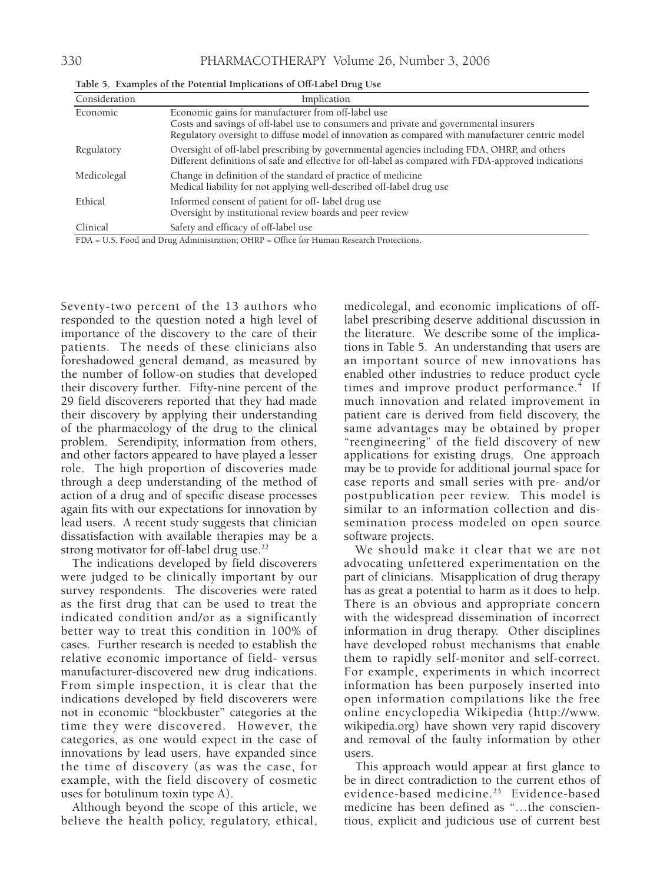**Table 5. Examples of the Potential Implications of Off-Label Drug Use**

| Consideration | Implication |
|---|---|
| Economic | Economic gains for manufacturer from off-label use<br>Costs and savings of off-label use to consumers and private and governmental insurers<br>Regulatory oversight to diffuse model of innovation as compared with manufacturer centric model |
| Regulatory | Oversight of off-label prescribing by governmental agencies including FDA, OHRP, and others<br>Different definitions of safe and effective for off-label as compared with FDA-approved indications |
| Medicolegal | Change in definition of the standard of practice of medicine<br>Medical liability for not applying well-described off-label drug use |
| Ethical | Informed consent of patient for off- label drug use<br>Oversight by institutional review boards and peer review |
| Clinical | Safety and efficacy of off-label use |

FDA = U.S. Food and Drug Administration; OHRP = Office for Human Research Protections.

Seventy-two percent of the 13 authors who responded to the question noted a high level of importance of the discovery to the care of their patients. The needs of these clinicians also foreshadowed general demand, as measured by the number of follow-on studies that developed their discovery further. Fifty-nine percent of the 29 field discoverers reported that they had made their discovery by applying their understanding of the pharmacology of the drug to the clinical problem. Serendipity, information from others, and other factors appeared to have played a lesser role. The high proportion of discoveries made through a deep understanding of the method of action of a drug and of specific disease processes again fits with our expectations for innovation by lead users. A recent study suggests that clinician dissatisfaction with available therapies may be a strong motivator for off-label drug use.[22]

The indications developed by field discoverers were judged to be clinically important by our survey respondents. The discoveries were rated as the first drug that can be used to treat the indicated condition and/or as a significantly better way to treat this condition in 100% of cases. Further research is needed to establish the relative economic importance of field- versus manufacturer-discovered new drug indications. From simple inspection, it is clear that the indications developed by field discoverers were not in economic "blockbuster" categories at the time they were discovered. However, the categories, as one would expect in the case of innovations by lead users, have expanded since the time of discovery (as was the case, for example, with the field discovery of cosmetic uses for botulinum toxin type A).

Although beyond the scope of this article, we believe the health policy, regulatory, ethical, medicolegal, and economic implications of off-label prescribing deserve additional discussion in the literature. We describe some of the implications in Table 5. An understanding that users are an important source of new innovations has enabled other industries to reduce product cycle times and improve product performance.[4] If much innovation and related improvement in patient care is derived from field discovery, the same advantages may be obtained by proper "reengineering" of the field discovery of new applications for existing drugs. One approach may be to provide for additional journal space for case reports and small series with pre- and/or postpublication peer review. This model is similar to an information collection and dissemination process modeled on open source software projects.

We should make it clear that we are not advocating unfettered experimentation on the part of clinicians. Misapplication of drug therapy has as great a potential to harm as it does to help. There is an obvious and appropriate concern with the widespread dissemination of incorrect information in drug therapy. Other disciplines have developed robust mechanisms that enable them to rapidly self-monitor and self-correct. For example, experiments in which incorrect information has been purposely inserted into open information compilations like the free online encyclopedia Wikipedia (http://www.wikipedia.org) have shown very rapid discovery and removal of the faulty information by other users.

This approach would appear at first glance to be in direct contradiction to the current ethos of evidence-based medicine.[23] Evidence-based medicine has been defined as "...the conscientious, explicit and judicious use of current best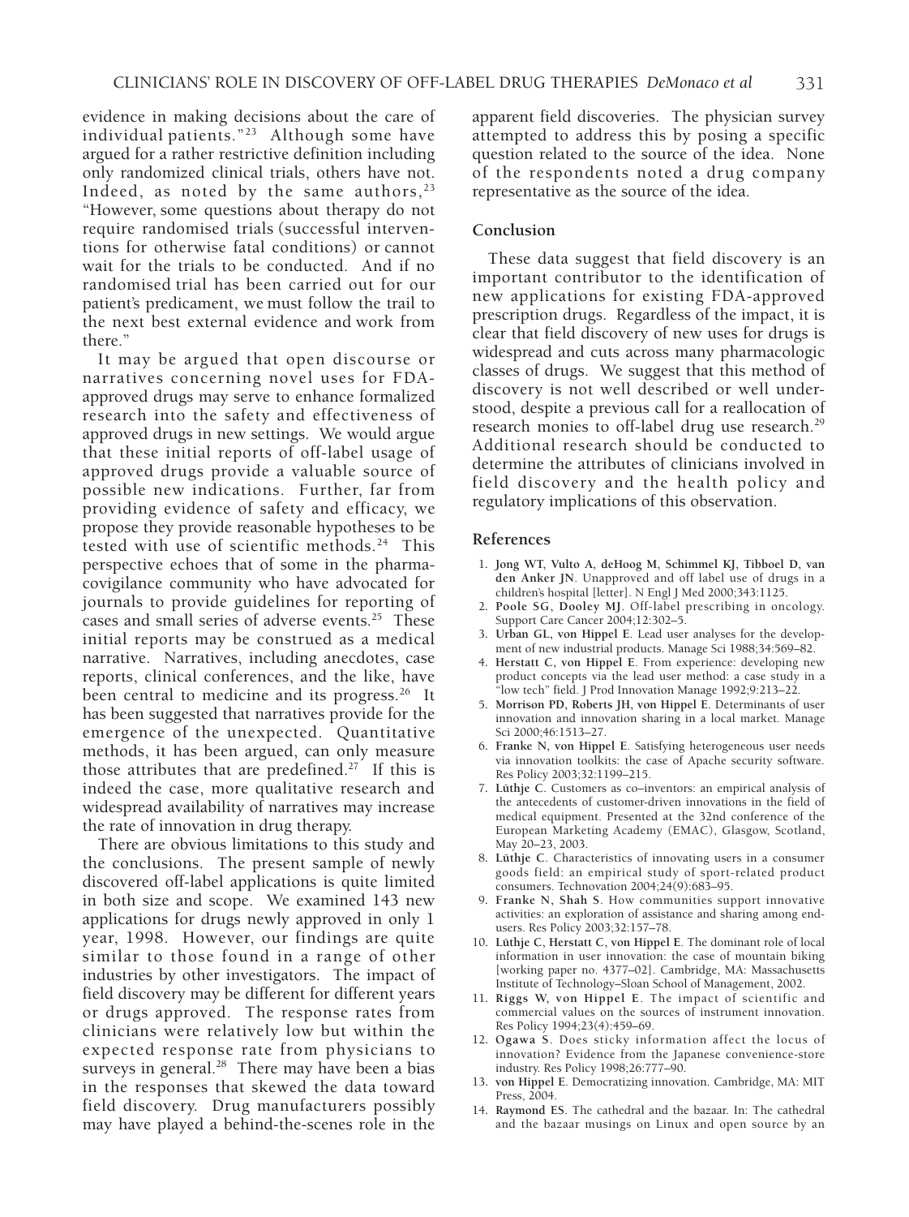evidence in making decisions about the care of individual patients."[23] Although some have argued for a rather restrictive definition including only randomized clinical trials, others have not. Indeed, as noted by the same authors,[23] "However, some questions about therapy do not require randomised trials (successful interventions for otherwise fatal conditions) or cannot wait for the trials to be conducted. And if no randomised trial has been carried out for our patient's predicament, we must follow the trail to the next best external evidence and work from there."

It may be argued that open discourse or narratives concerning novel uses for FDA-approved drugs may serve to enhance formalized research into the safety and effectiveness of approved drugs in new settings. We would argue that these initial reports of off-label usage of approved drugs provide a valuable source of possible new indications. Further, far from providing evidence of safety and efficacy, we propose they provide reasonable hypotheses to be tested with use of scientific methods.[24] This perspective echoes that of some in the pharmacovigilance community who have advocated for journals to provide guidelines for reporting of cases and small series of adverse events.[25] These initial reports may be construed as a medical narrative. Narratives, including anecdotes, case reports, clinical conferences, and the like, have been central to medicine and its progress.[26] It has been suggested that narratives provide for the emergence of the unexpected. Quantitative methods, it has been argued, can only measure those attributes that are predefined.[27] If this is indeed the case, more qualitative research and widespread availability of narratives may increase the rate of innovation in drug therapy.

There are obvious limitations to this study and the conclusions. The present sample of newly discovered off-label applications is quite limited in both size and scope. We examined 143 new applications for drugs newly approved in only 1 year, 1998. However, our findings are quite similar to those found in a range of other industries by other investigators. The impact of field discovery may be different for different years or drugs approved. The response rates from clinicians were relatively low but within the expected response rate from physicians to surveys in general.[28] There may have been a bias in the responses that skewed the data toward field discovery. Drug manufacturers possibly may have played a behind-the-scenes role in the apparent field discoveries. The physician survey attempted to address this by posing a specific question related to the source of the idea. None of the respondents noted a drug company representative as the source of the idea.

## Conclusion

These data suggest that field discovery is an important contributor to the identification of new applications for existing FDA-approved prescription drugs. Regardless of the impact, it is clear that field discovery of new uses for drugs is widespread and cuts across many pharmacologic classes of drugs. We suggest that this method of discovery is not well described or well understood, despite a previous call for a reallocation of research monies to off-label drug use research.[29] Additional research should be conducted to determine the attributes of clinicians involved in field discovery and the health policy and regulatory implications of this observation.

## References

1. **Jong WT, Vulto A, deHoog M, Schimmel KJ, Tibboel D, van den Anker JN**. Unapproved and off label use of drugs in a children's hospital [letter]. N Engl J Med 2000;343:1125.
2. **Poole SG, Dooley MJ**. Off-label prescribing in oncology. Support Care Cancer 2004;12:302–5.
3. **Urban GL, von Hippel E**. Lead user analyses for the development of new industrial products. Manage Sci 1988;34:569–82.
4. **Herstatt C, von Hippel E**. From experience: developing new product concepts via the lead user method: a case study in a "low tech" field. J Prod Innovation Manage 1992;9:213–22.
5. **Morrison PD, Roberts JH, von Hippel E**. Determinants of user innovation and innovation sharing in a local market. Manage Sci 2000;46:1513–27.
6. **Franke N, von Hippel E**. Satisfying heterogeneous user needs via innovation toolkits: the case of Apache security software. Res Policy 2003;32:1199–215.
7. **Lüthje C**. Customers as co–inventors: an empirical analysis of the antecedents of customer-driven innovations in the field of medical equipment. Presented at the 32nd conference of the European Marketing Academy (EMAC), Glasgow, Scotland, May 20–23, 2003.
8. **Lüthje C**. Characteristics of innovating users in a consumer goods field: an empirical study of sport-related product consumers. Technovation 2004;24(9):683–95.
9. **Franke N, Shah S**. How communities support innovative activities: an exploration of assistance and sharing among end-users. Res Policy 2003;32:157–78.
10. **Lüthje C, Herstatt C, von Hippel E**. The dominant role of local information in user innovation: the case of mountain biking [working paper no. 4377–02]. Cambridge, MA: Massachusetts Institute of Technology–Sloan School of Management, 2002.
11. **Riggs W, von Hippel E**. The impact of scientific and commercial values on the sources of instrument innovation. Res Policy 1994;23(4):459–69.
12. **Ogawa S**. Does sticky information affect the locus of innovation? Evidence from the Japanese convenience-store industry. Res Policy 1998;26:777–90.
13. **von Hippel E**. Democratizing innovation. Cambridge, MA: MIT Press, 2004.
14. **Raymond ES**. The cathedral and the bazaar. In: The cathedral and the bazaar musings on Linux and open source by an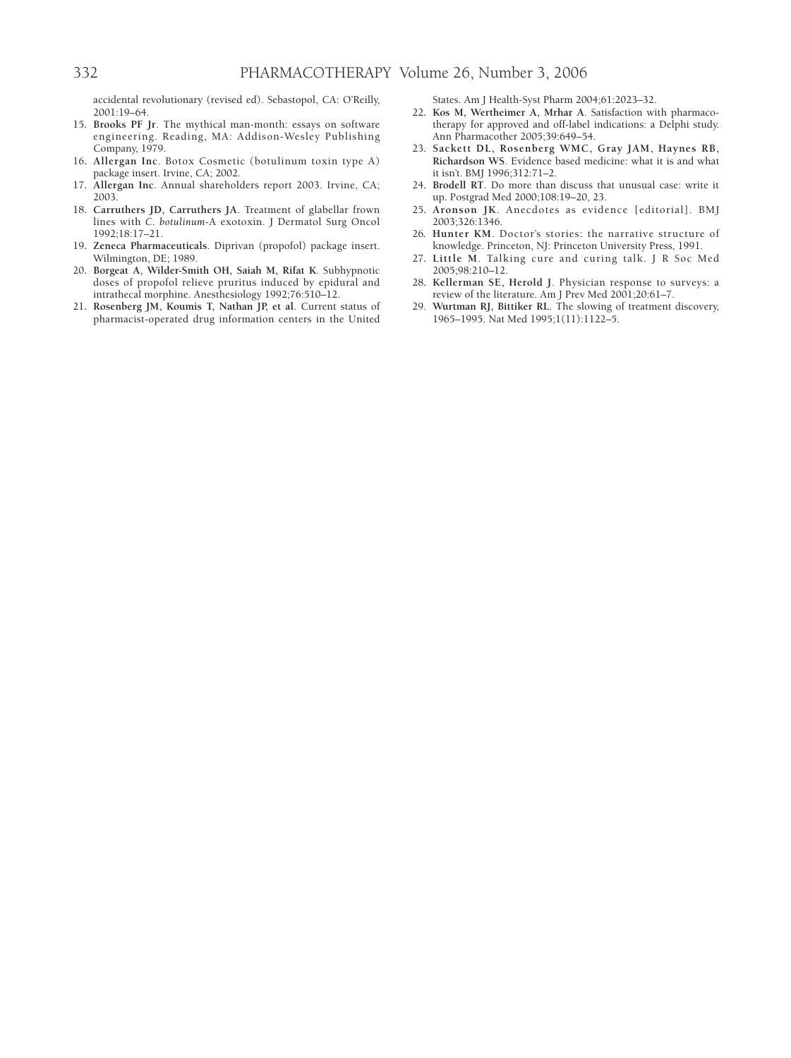accidental revolutionary (revised ed). Sebastopol, CA: O'Reilly, 2001:19–64.

15. **Brooks PF Jr**. The mythical man-month: essays on software engineering. Reading, MA: Addison-Wesley Publishing Company, 1979.
16. **Allergan Inc**. Botox Cosmetic (botulinum toxin type A) package insert. Irvine, CA; 2002.
17. **Allergan Inc**. Annual shareholders report 2003. Irvine, CA; 2003.
18. **Carruthers JD, Carruthers JA**. Treatment of glabellar frown lines with *C. botulinum*-A exotoxin. J Dermatol Surg Oncol 1992;18:17–21.
19. **Zeneca Pharmaceuticals**. Diprivan (propofol) package insert. Wilmington, DE; 1989.
20. **Borgeat A, Wilder-Smith OH, Saiah M, Rifat K**. Subhypnotic doses of propofol relieve pruritus induced by epidural and intrathecal morphine. Anesthesiology 1992;76:510–12.
21. **Rosenberg JM, Koumis T, Nathan JP, et al**. Current status of pharmacist-operated drug information centers in the United States. Am J Health-Syst Pharm 2004;61:2023–32.
22. **Kos M, Wertheimer A, Mrhar A**. Satisfaction with pharmacotherapy for approved and off-label indications: a Delphi study. Ann Pharmacother 2005;39:649–54.
23. **Sackett DL, Rosenberg WMC, Gray JAM, Haynes RB, Richardson WS**. Evidence based medicine: what it is and what it isn't. BMJ 1996;312:71–2.
24. **Brodell RT**. Do more than discuss that unusual case: write it up. Postgrad Med 2000;108:19–20, 23.
25. **Aronson JK**. Anecdotes as evidence [editorial]. BMJ 2003;326:1346.
26. **Hunter KM**. Doctor's stories: the narrative structure of knowledge. Princeton, NJ: Princeton University Press, 1991.
27. **Little M**. Talking cure and curing talk. J R Soc Med 2005;98:210–12.
28. **Kellerman SE, Herold J**. Physician response to surveys: a review of the literature. Am J Prev Med 2001;20:61–7.
29. **Wurtman RJ, Bittiker RL**. The slowing of treatment discovery, 1965–1995. Nat Med 1995;1(11):1122–5.